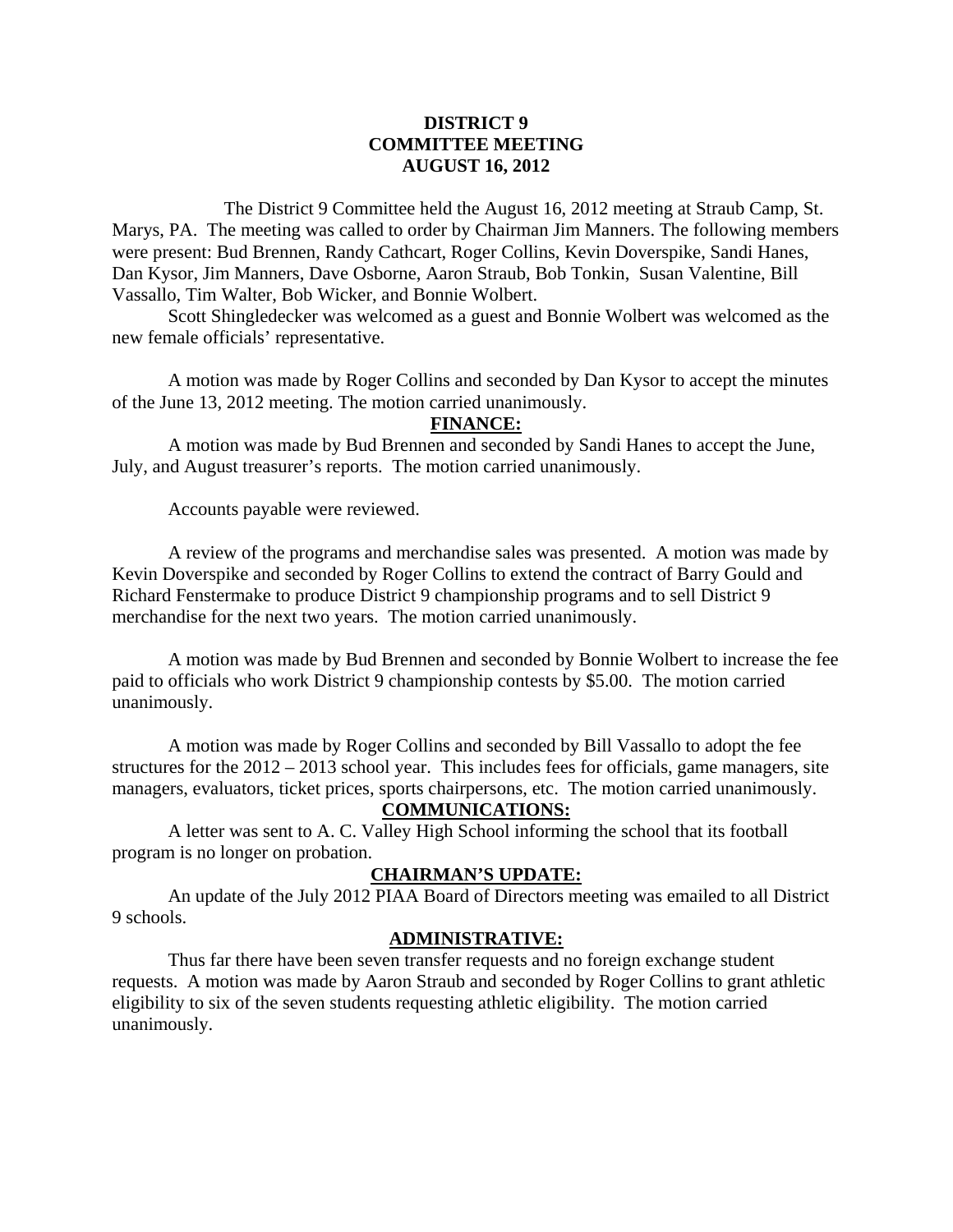**DISTRICT 9**
**COMMITTEE MEETING**
**AUGUST 16, 2012**

The District 9 Committee held the August 16, 2012 meeting at Straub Camp, St. Marys, PA. The meeting was called to order by Chairman Jim Manners. The following members were present: Bud Brennen, Randy Cathcart, Roger Collins, Kevin Doverspike, Sandi Hanes, Dan Kysor, Jim Manners, Dave Osborne, Aaron Straub, Bob Tonkin, Susan Valentine, Bill Vassallo, Tim Walter, Bob Wicker, and Bonnie Wolbert.

Scott Shingledecker was welcomed as a guest and Bonnie Wolbert was welcomed as the new female officials' representative.

A motion was made by Roger Collins and seconded by Dan Kysor to accept the minutes of the June 13, 2012 meeting. The motion carried unanimously.

**FINANCE:**

A motion was made by Bud Brennen and seconded by Sandi Hanes to accept the June, July, and August treasurer's reports. The motion carried unanimously.

Accounts payable were reviewed.

A review of the programs and merchandise sales was presented. A motion was made by Kevin Doverspike and seconded by Roger Collins to extend the contract of Barry Gould and Richard Fenstermake to produce District 9 championship programs and to sell District 9 merchandise for the next two years. The motion carried unanimously.

A motion was made by Bud Brennen and seconded by Bonnie Wolbert to increase the fee paid to officials who work District 9 championship contests by $5.00. The motion carried unanimously.

A motion was made by Roger Collins and seconded by Bill Vassallo to adopt the fee structures for the 2012 – 2013 school year. This includes fees for officials, game managers, site managers, evaluators, ticket prices, sports chairpersons, etc. The motion carried unanimously.

**COMMUNICATIONS:**

A letter was sent to A. C. Valley High School informing the school that its football program is no longer on probation.

**CHAIRMAN'S UPDATE:**

An update of the July 2012 PIAA Board of Directors meeting was emailed to all District 9 schools.

**ADMINISTRATIVE:**

Thus far there have been seven transfer requests and no foreign exchange student requests. A motion was made by Aaron Straub and seconded by Roger Collins to grant athletic eligibility to six of the seven students requesting athletic eligibility. The motion carried unanimously.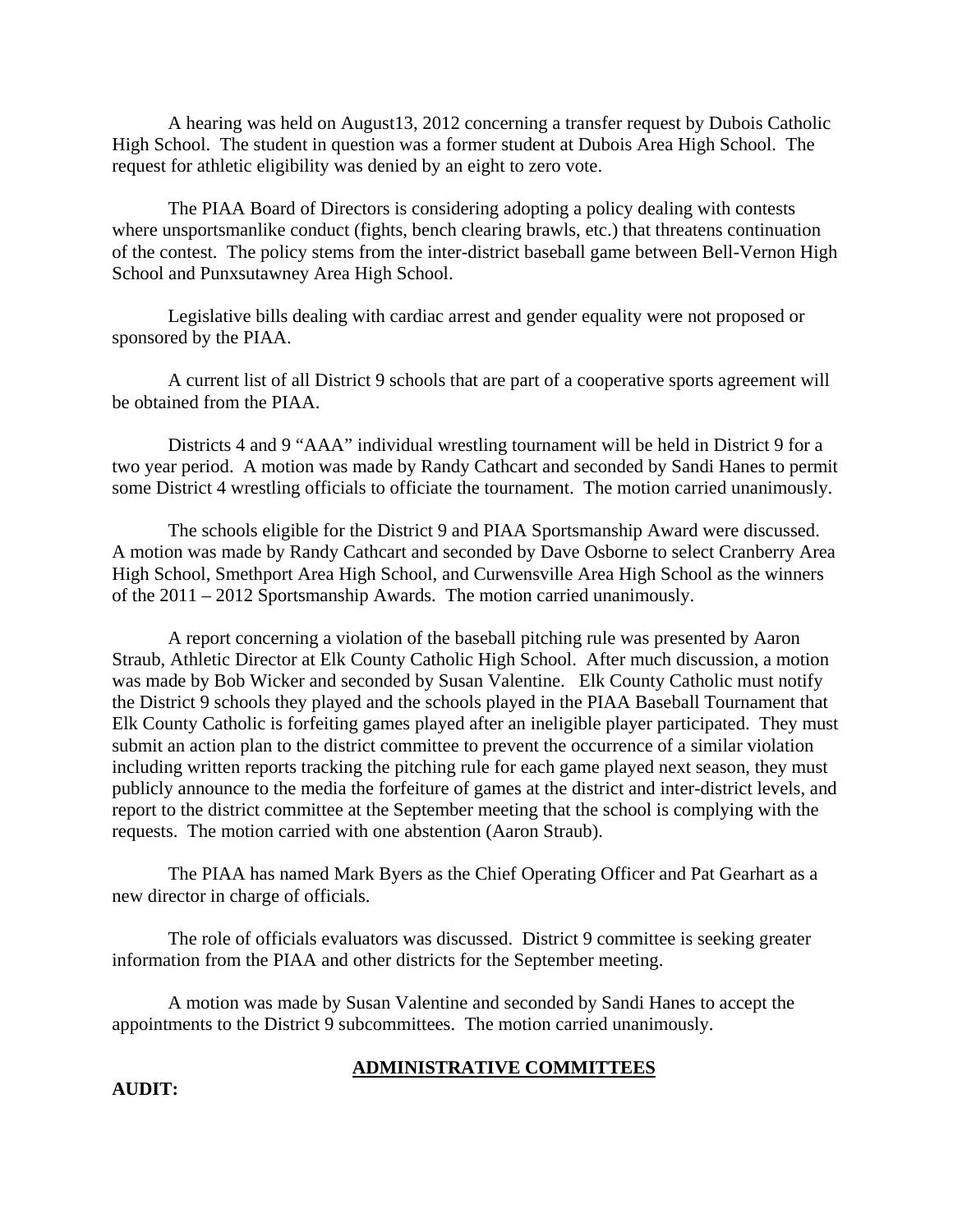A hearing was held on August13, 2012 concerning a transfer request by Dubois Catholic High School. The student in question was a former student at Dubois Area High School. The request for athletic eligibility was denied by an eight to zero vote.

The PIAA Board of Directors is considering adopting a policy dealing with contests where unsportsmanlike conduct (fights, bench clearing brawls, etc.) that threatens continuation of the contest. The policy stems from the inter-district baseball game between Bell-Vernon High School and Punxsutawney Area High School.

Legislative bills dealing with cardiac arrest and gender equality were not proposed or sponsored by the PIAA.

A current list of all District 9 schools that are part of a cooperative sports agreement will be obtained from the PIAA.

Districts 4 and 9 "AAA" individual wrestling tournament will be held in District 9 for a two year period. A motion was made by Randy Cathcart and seconded by Sandi Hanes to permit some District 4 wrestling officials to officiate the tournament. The motion carried unanimously.

The schools eligible for the District 9 and PIAA Sportsmanship Award were discussed. A motion was made by Randy Cathcart and seconded by Dave Osborne to select Cranberry Area High School, Smethport Area High School, and Curwensville Area High School as the winners of the 2011 – 2012 Sportsmanship Awards. The motion carried unanimously.

A report concerning a violation of the baseball pitching rule was presented by Aaron Straub, Athletic Director at Elk County Catholic High School. After much discussion, a motion was made by Bob Wicker and seconded by Susan Valentine. Elk County Catholic must notify the District 9 schools they played and the schools played in the PIAA Baseball Tournament that Elk County Catholic is forfeiting games played after an ineligible player participated. They must submit an action plan to the district committee to prevent the occurrence of a similar violation including written reports tracking the pitching rule for each game played next season, they must publicly announce to the media the forfeiture of games at the district and inter-district levels, and report to the district committee at the September meeting that the school is complying with the requests. The motion carried with one abstention (Aaron Straub).

The PIAA has named Mark Byers as the Chief Operating Officer and Pat Gearhart as a new director in charge of officials.

The role of officials evaluators was discussed. District 9 committee is seeking greater information from the PIAA and other districts for the September meeting.

A motion was made by Susan Valentine and seconded by Sandi Hanes to accept the appointments to the District 9 subcommittees. The motion carried unanimously.

## ADMINISTRATIVE COMMITTEES

**AUDIT:**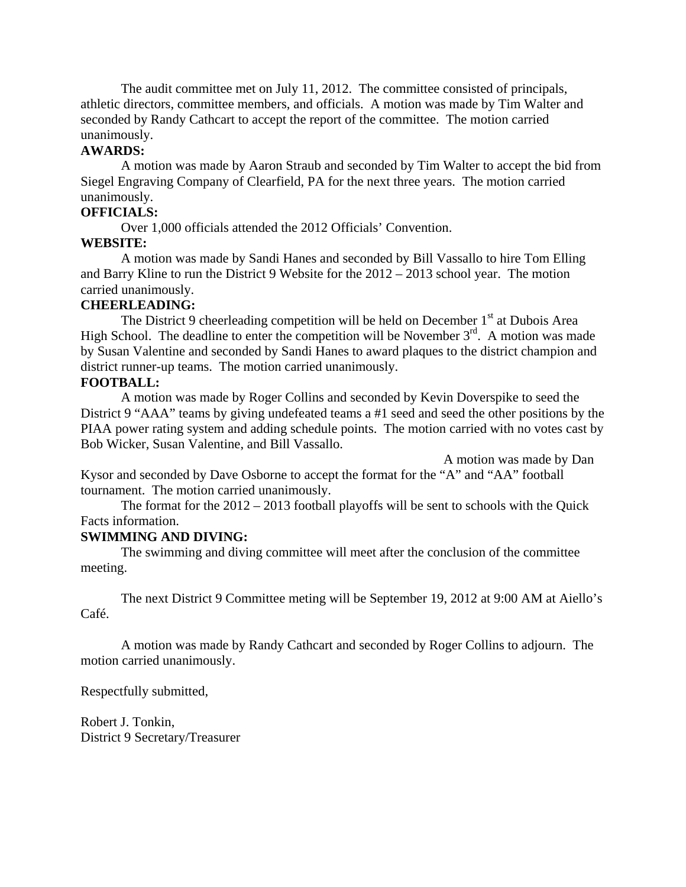The audit committee met on July 11, 2012. The committee consisted of principals, athletic directors, committee members, and officials. A motion was made by Tim Walter and seconded by Randy Cathcart to accept the report of the committee. The motion carried unanimously.

**AWARDS:**

A motion was made by Aaron Straub and seconded by Tim Walter to accept the bid from Siegel Engraving Company of Clearfield, PA for the next three years. The motion carried unanimously.

**OFFICIALS:**

Over 1,000 officials attended the 2012 Officials' Convention.

**WEBSITE:**

A motion was made by Sandi Hanes and seconded by Bill Vassallo to hire Tom Elling and Barry Kline to run the District 9 Website for the 2012 – 2013 school year. The motion carried unanimously.

**CHEERLEADING:**

The District 9 cheerleading competition will be held on December 1st at Dubois Area High School. The deadline to enter the competition will be November 3rd. A motion was made by Susan Valentine and seconded by Sandi Hanes to award plaques to the district champion and district runner-up teams. The motion carried unanimously.

**FOOTBALL:**

A motion was made by Roger Collins and seconded by Kevin Doverspike to seed the District 9 "AAA" teams by giving undefeated teams a #1 seed and seed the other positions by the PIAA power rating system and adding schedule points. The motion carried with no votes cast by Bob Wicker, Susan Valentine, and Bill Vassallo.

A motion was made by Dan Kysor and seconded by Dave Osborne to accept the format for the "A" and "AA" football tournament. The motion carried unanimously.

The format for the 2012 – 2013 football playoffs will be sent to schools with the Quick Facts information.

**SWIMMING AND DIVING:**

The swimming and diving committee will meet after the conclusion of the committee meeting.

The next District 9 Committee meting will be September 19, 2012 at 9:00 AM at Aiello's Café.

A motion was made by Randy Cathcart and seconded by Roger Collins to adjourn. The motion carried unanimously.

Respectfully submitted,

Robert J. Tonkin,
District 9 Secretary/Treasurer